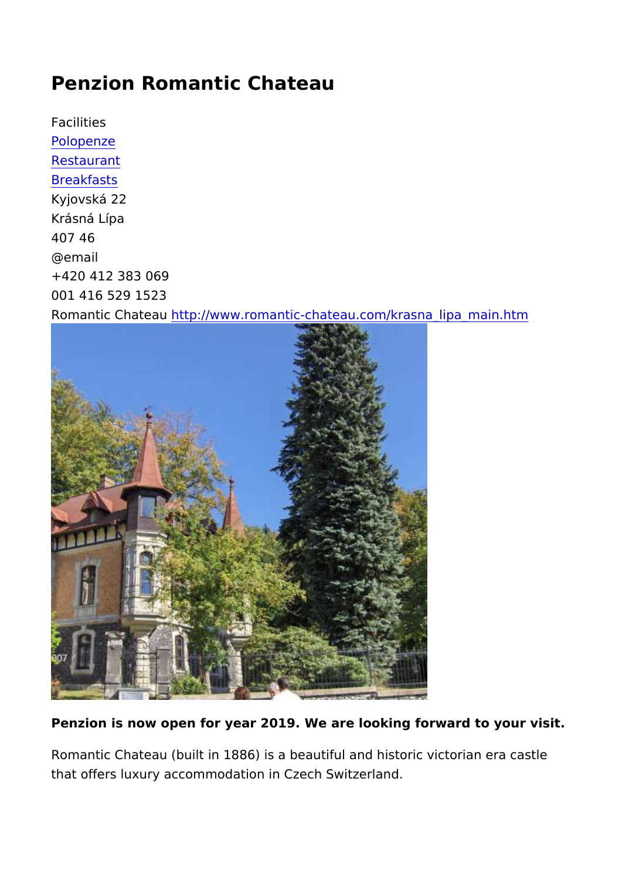# Penzion Romantic Chateau

Facilities
[Polopenze]
[Restaurant]
[Breakfasts]
Kyjovská 22
Krásná Lípa
407 46
@email
+420 412 383 069
001 416 529 1523
Romantic Chateau http://www.romantic-chateau.com/krasna_lipa_main.htm

**Penzion is now open for year 2019. We are looking forward to your visit.**

Romantic Chateau (built in 1886) is a beautiful and historic victorian era castle that offers luxury accommodation in Czech Switzerland.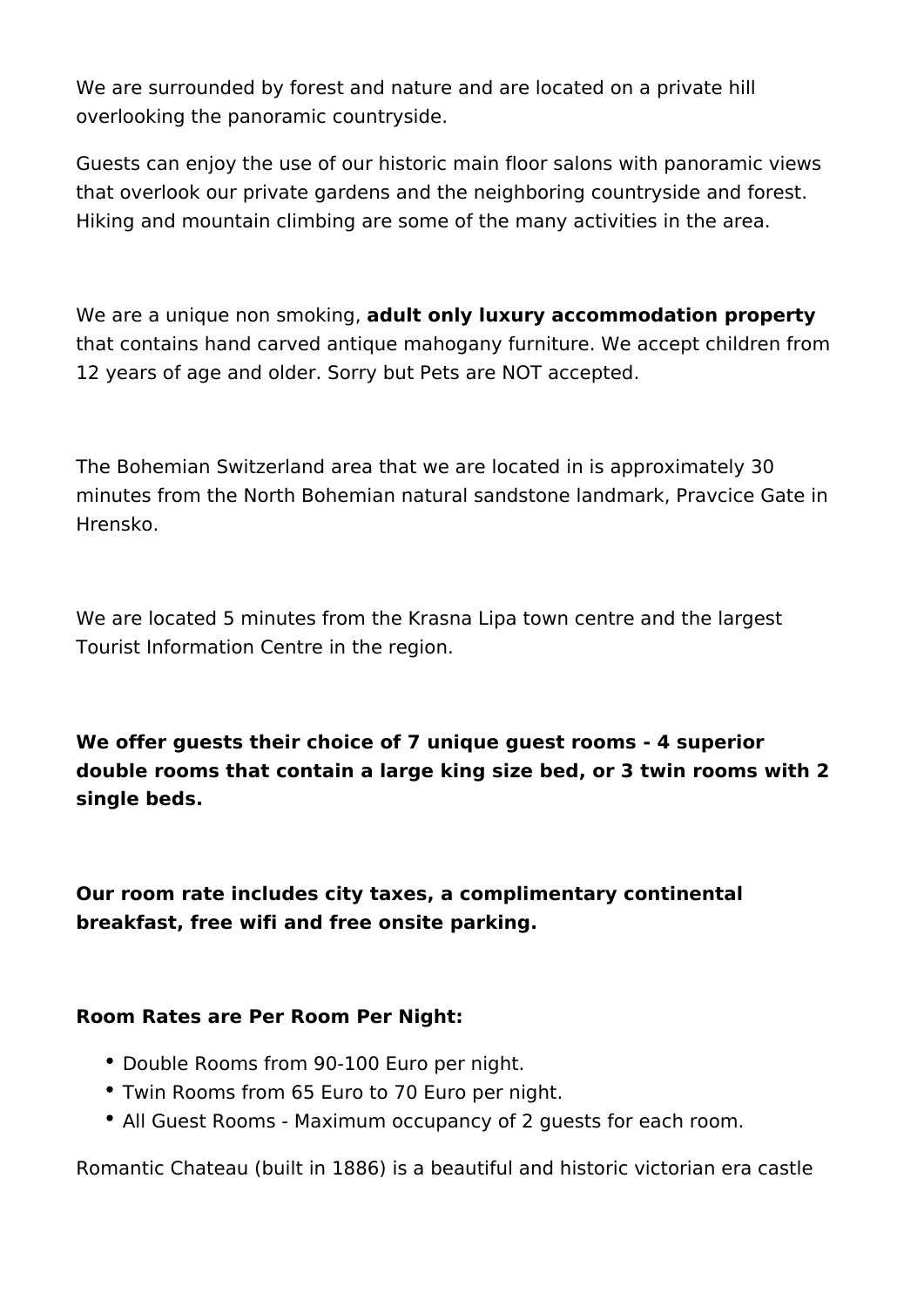We are surrounded by forest and nature and are located on a private hill overlooking the panoramic countryside.

Guests can enjoy the use of our historic main floor salons with panoramic views that overlook our private gardens and the neighboring countryside and forest. Hiking and mountain climbing are some of the many activities in the area.

We are a unique non smoking, **adult only luxury accommodation property** that contains hand carved antique mahogany furniture. We accept children from 12 years of age and older. Sorry but Pets are NOT accepted.

The Bohemian Switzerland area that we are located in is approximately 30 minutes from the North Bohemian natural sandstone landmark, Pravcice Gate in Hrensko.

We are located 5 minutes from the Krasna Lipa town centre and the largest Tourist Information Centre in the region.

**We offer guests their choice of 7 unique guest rooms - 4 superior double rooms that contain a large king size bed, or 3 twin rooms with 2 single beds.**

**Our room rate includes city taxes, a complimentary continental breakfast, free wifi and free onsite parking.**

**Room Rates are Per Room Per Night:**

- Double Rooms from 90-100 Euro per night.
- Twin Rooms from 65 Euro to 70 Euro per night.
- All Guest Rooms - Maximum occupancy of 2 guests for each room.

Romantic Chateau (built in 1886) is a beautiful and historic victorian era castle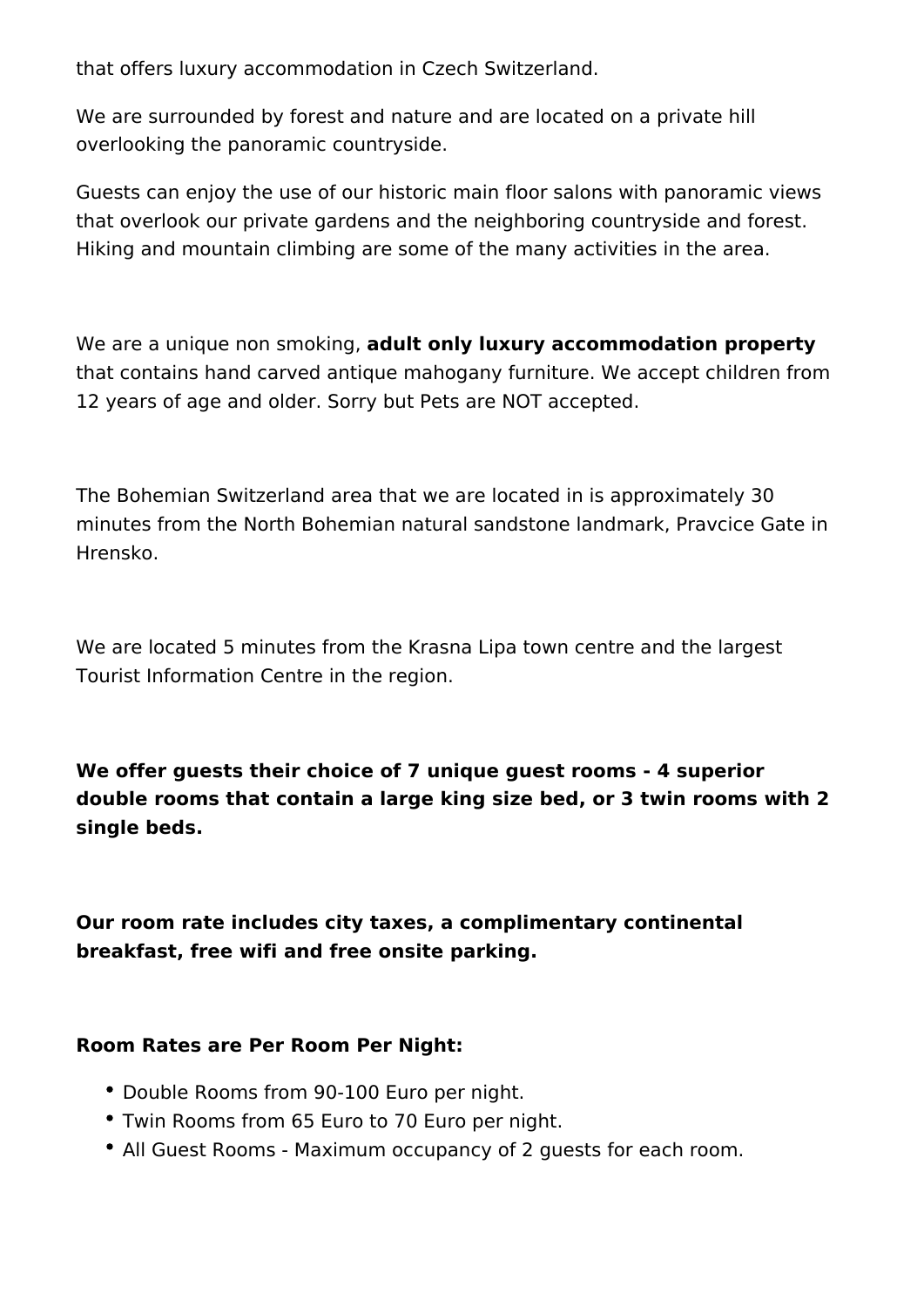that offers luxury accommodation in Czech Switzerland.

We are surrounded by forest and nature and are located on a private hill overlooking the panoramic countryside.

Guests can enjoy the use of our historic main floor salons with panoramic views that overlook our private gardens and the neighboring countryside and forest. Hiking and mountain climbing are some of the many activities in the area.

We are a unique non smoking, **adult only luxury accommodation property** that contains hand carved antique mahogany furniture. We accept children from 12 years of age and older. Sorry but Pets are NOT accepted.

The Bohemian Switzerland area that we are located in is approximately 30 minutes from the North Bohemian natural sandstone landmark, Pravcice Gate in Hrensko.

We are located 5 minutes from the Krasna Lipa town centre and the largest Tourist Information Centre in the region.

**We offer guests their choice of 7 unique guest rooms - 4 superior double rooms that contain a large king size bed, or 3 twin rooms with 2 single beds.**

**Our room rate includes city taxes, a complimentary continental breakfast, free wifi and free onsite parking.**

**Room Rates are Per Room Per Night:**

- Double Rooms from 90-100 Euro per night.
- Twin Rooms from 65 Euro to 70 Euro per night.
- All Guest Rooms - Maximum occupancy of 2 guests for each room.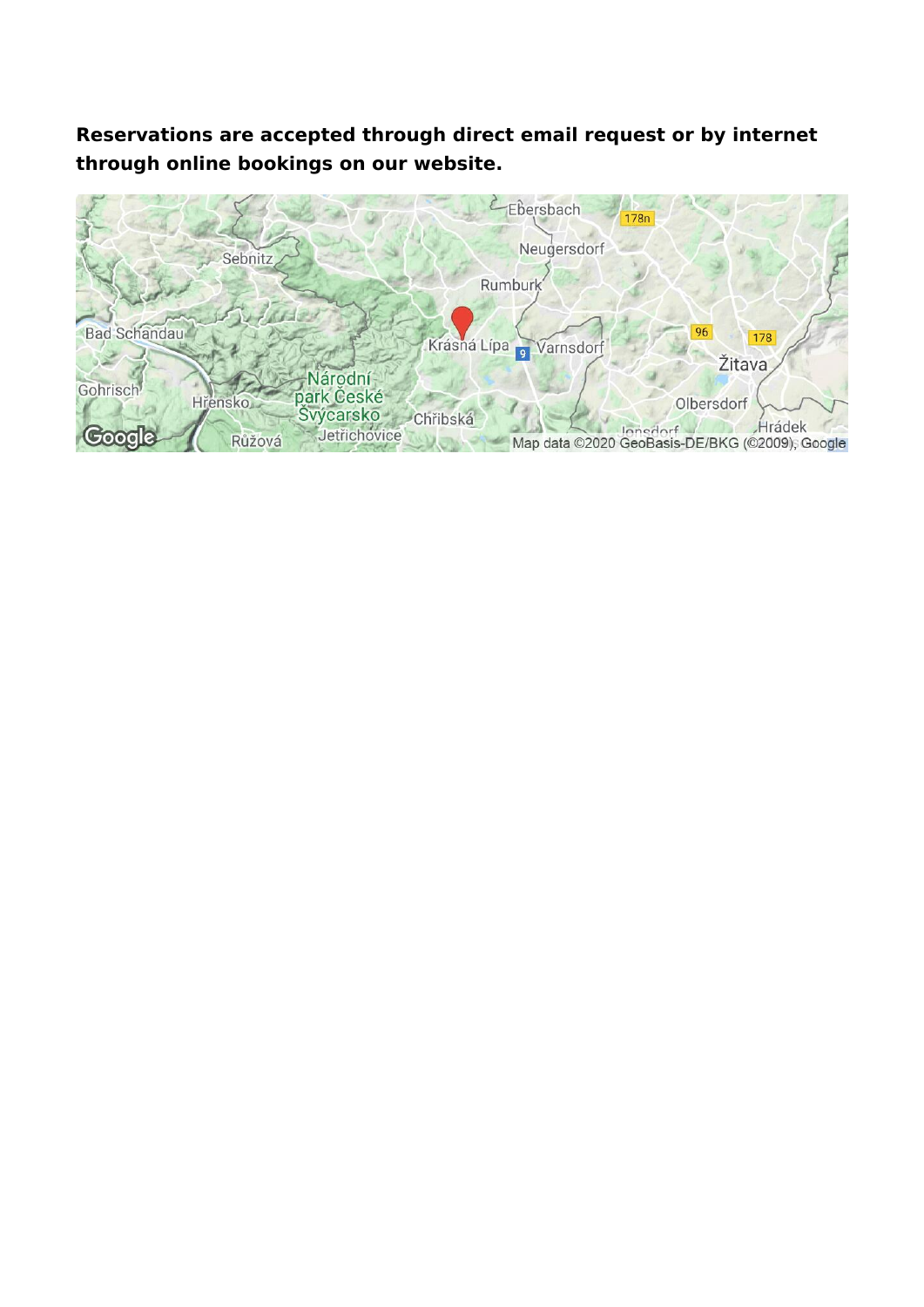**Reservations are accepted through direct email request or by internet through online bookings on our website.**

Ebersbach
178n
Neugersdorf
Sebnitz
Rumburk
Bad Schandau
Krásná Lípa
9
Varnsdorf
96
178
Žitava
Gohrisch
Hřensko
Národní park České Švýcarsko
Chřibská
Olbersdorf
Jetřichovice
Jonsdorf
Hrádek
Růžová
Google
Map data ©2020 GeoBasis-DE/BKG (©2009), Google